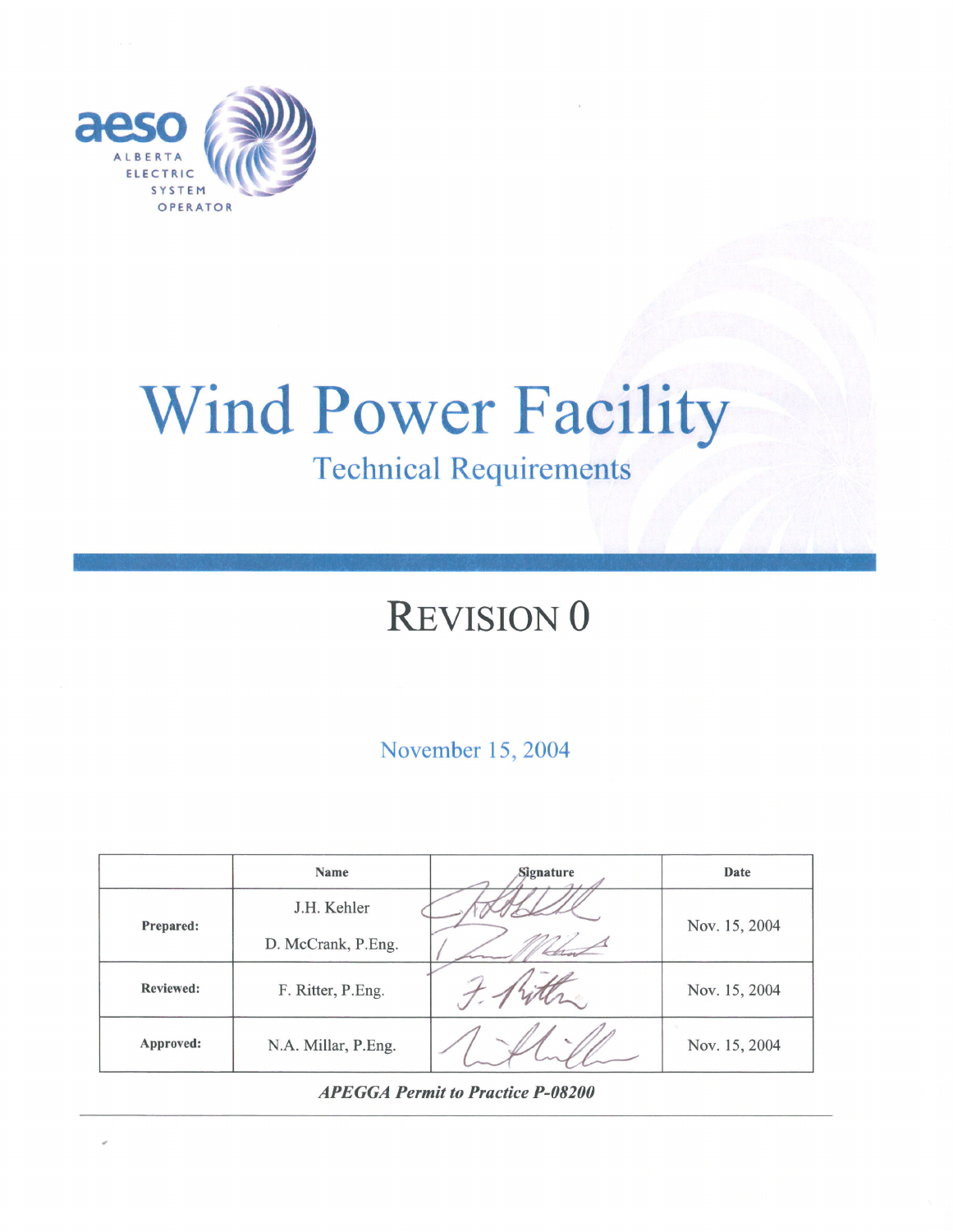aeso
ALBERTA
ELECTRIC
SYSTEM
OPERATOR

# Wind Power Facility

## Technical Requirements

# REVISION 0

November 15, 2004

| | Name | Signature | Date |
|---|---|---|---|
| **Prepared:** | J.H. Kehler<br>D. McCrank, P.Eng. | | Nov. 15, 2004 |
| **Reviewed:** | F. Ritter, P.Eng. | | Nov. 15, 2004 |
| **Approved:** | N.A. Millar, P.Eng. | | Nov. 15, 2004 |

***APEGGA Permit to Practice P-08200***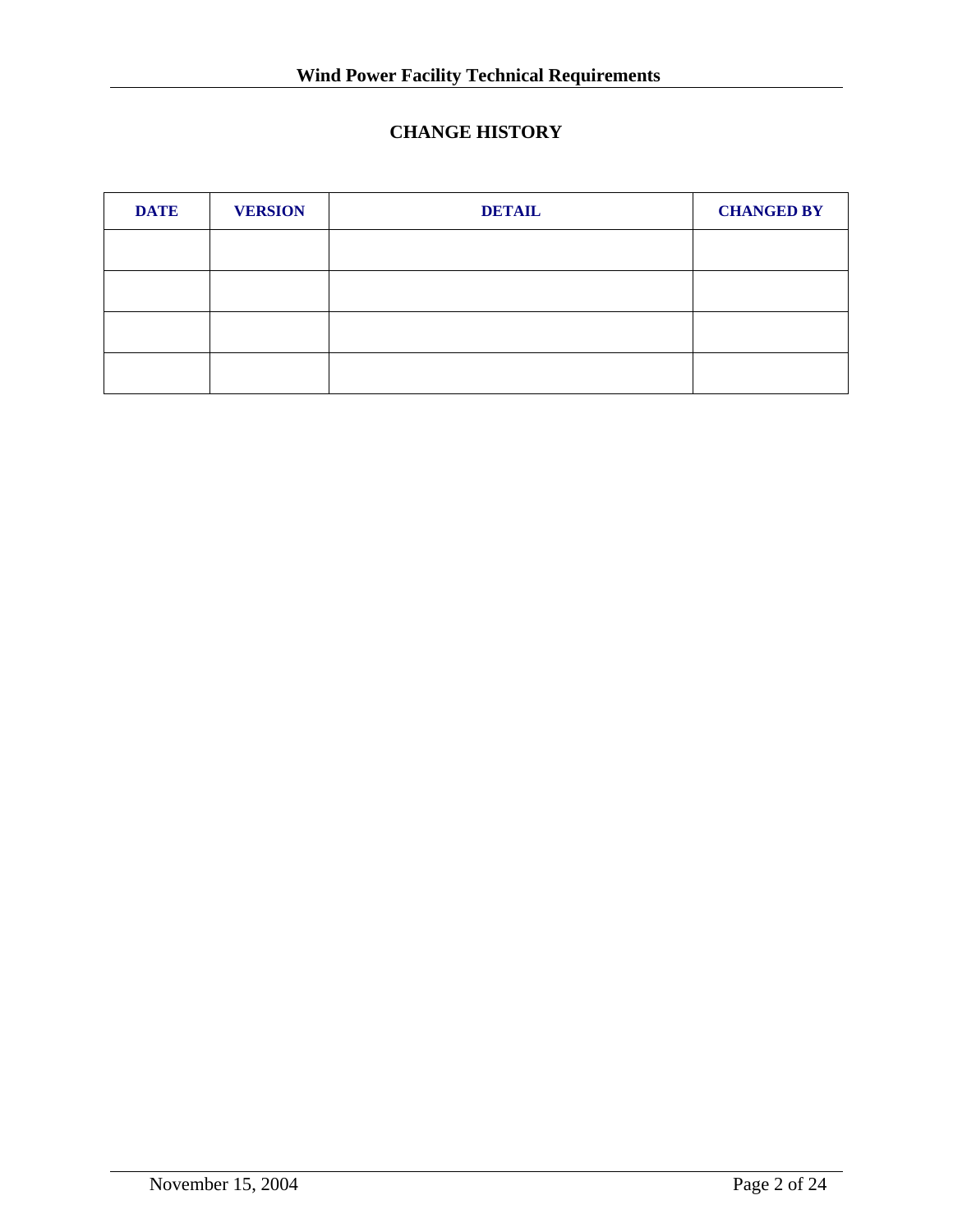## CHANGE HISTORY

| DATE | VERSION | DETAIL | CHANGED BY |
|---|---|---|---|
| | | | |
| | | | |
| | | | |
| | | | |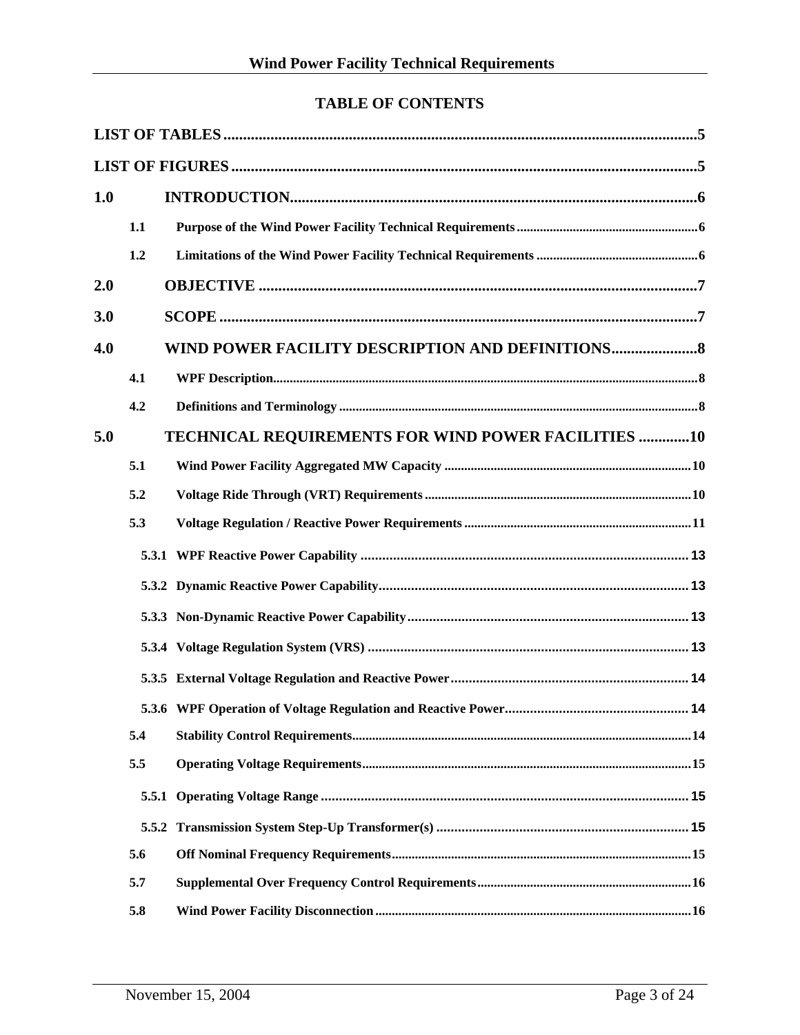# TABLE OF CONTENTS

**LIST OF TABLES** ..... 5

**LIST OF FIGURES** ..... 5

**1.0 INTRODUCTION** ..... 6

- 1.1 Purpose of the Wind Power Facility Technical Requirements ..... 6
- 1.2 Limitations of the Wind Power Facility Technical Requirements ..... 6

**2.0 OBJECTIVE** ..... 7

**3.0 SCOPE** ..... 7

**4.0 WIND POWER FACILITY DESCRIPTION AND DEFINITIONS** ..... 8

- 4.1 WPF Description ..... 8
- 4.2 Definitions and Terminology ..... 8

**5.0 TECHNICAL REQUIREMENTS FOR WIND POWER FACILITIES** ..... 10

- 5.1 Wind Power Facility Aggregated MW Capacity ..... 10
- 5.2 Voltage Ride Through (VRT) Requirements ..... 10
- 5.3 Voltage Regulation / Reactive Power Requirements ..... 11
  - 5.3.1 WPF Reactive Power Capability ..... 13
  - 5.3.2 Dynamic Reactive Power Capability ..... 13
  - 5.3.3 Non-Dynamic Reactive Power Capability ..... 13
  - 5.3.4 Voltage Regulation System (VRS) ..... 13
  - 5.3.5 External Voltage Regulation and Reactive Power ..... 14
  - 5.3.6 WPF Operation of Voltage Regulation and Reactive Power ..... 14
- 5.4 Stability Control Requirements ..... 14
- 5.5 Operating Voltage Requirements ..... 15
  - 5.5.1 Operating Voltage Range ..... 15
  - 5.5.2 Transmission System Step-Up Transformer(s) ..... 15
- 5.6 Off Nominal Frequency Requirements ..... 15
- 5.7 Supplemental Over Frequency Control Requirements ..... 16
- 5.8 Wind Power Facility Disconnection ..... 16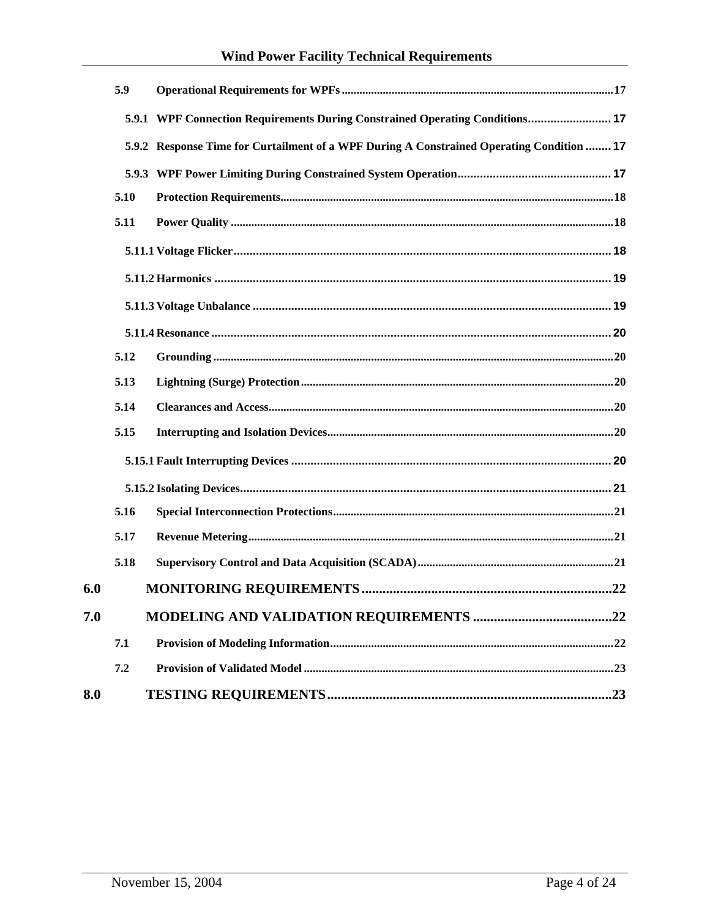- 5.9 Operational Requirements for WPFs .... 17
  - 5.9.1 WPF Connection Requirements During Constrained Operating Conditions .... 17
  - 5.9.2 Response Time for Curtailment of a WPF During A Constrained Operating Condition .... 17
  - 5.9.3 WPF Power Limiting During Constrained System Operation .... 17
- 5.10 Protection Requirements .... 18
- 5.11 Power Quality .... 18
  - 5.11.1 Voltage Flicker .... 18
  - 5.11.2 Harmonics .... 19
  - 5.11.3 Voltage Unbalance .... 19
  - 5.11.4 Resonance .... 20
- 5.12 Grounding .... 20
- 5.13 Lightning (Surge) Protection .... 20
- 5.14 Clearances and Access .... 20
- 5.15 Interrupting and Isolation Devices .... 20
  - 5.15.1 Fault Interrupting Devices .... 20
  - 5.15.2 Isolating Devices .... 21
- 5.16 Special Interconnection Protections .... 21
- 5.17 Revenue Metering .... 21
- 5.18 Supervisory Control and Data Acquisition (SCADA) .... 21

**6.0 MONITORING REQUIREMENTS .... 22**

**7.0 MODELING AND VALIDATION REQUIREMENTS .... 22**

- 7.1 Provision of Modeling Information .... 22
- 7.2 Provision of Validated Model .... 23

**8.0 TESTING REQUIREMENTS .... 23**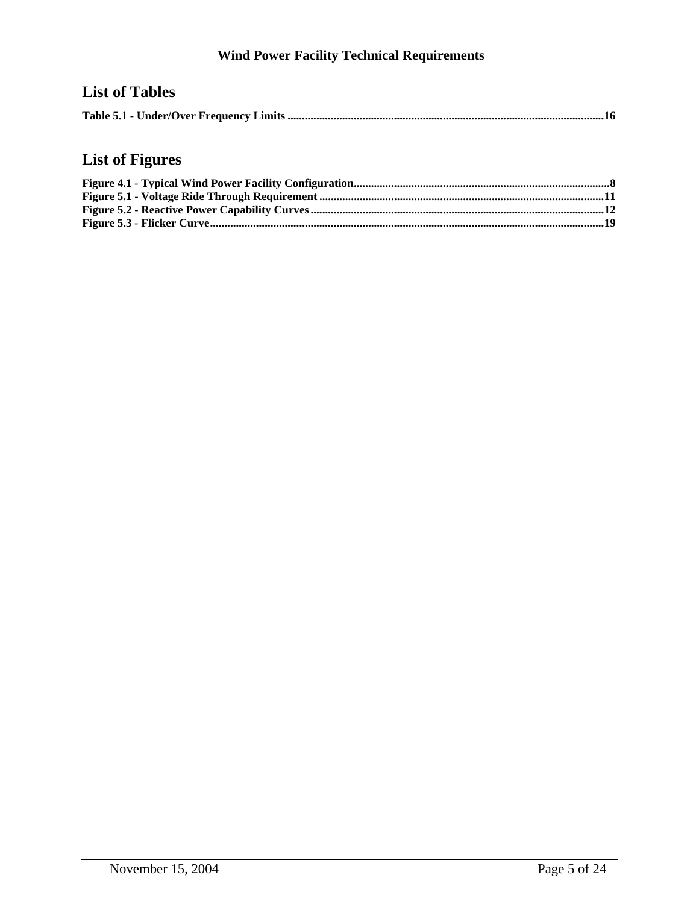## List of Tables

**Table 5.1 - Under/Over Frequency Limits ............................................................................................................16**

## List of Figures

**Figure 4.1 - Typical Wind Power Facility Configuration........................................................................................8**
**Figure 5.1 - Voltage Ride Through Requirement ..................................................................................................11**
**Figure 5.2 - Reactive Power Capability Curves .....................................................................................................12**
**Figure 5.3 - Flicker Curve........................................................................................................................................19**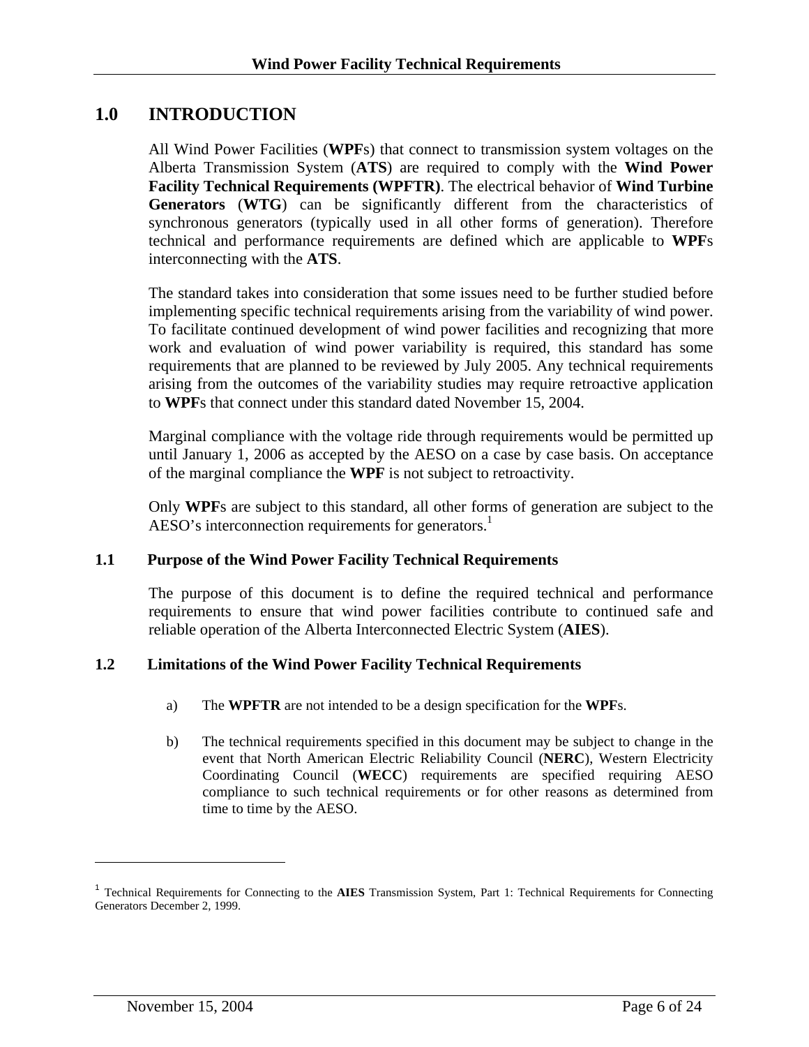# 1.0 INTRODUCTION

All Wind Power Facilities (**WPF**s) that connect to transmission system voltages on the Alberta Transmission System (**ATS**) are required to comply with the **Wind Power Facility Technical Requirements (WPFTR)**. The electrical behavior of **Wind Turbine Generators** (**WTG**) can be significantly different from the characteristics of synchronous generators (typically used in all other forms of generation). Therefore technical and performance requirements are defined which are applicable to **WPF**s interconnecting with the **ATS**.

The standard takes into consideration that some issues need to be further studied before implementing specific technical requirements arising from the variability of wind power. To facilitate continued development of wind power facilities and recognizing that more work and evaluation of wind power variability is required, this standard has some requirements that are planned to be reviewed by July 2005. Any technical requirements arising from the outcomes of the variability studies may require retroactive application to **WPF**s that connect under this standard dated November 15, 2004.

Marginal compliance with the voltage ride through requirements would be permitted up until January 1, 2006 as accepted by the AESO on a case by case basis. On acceptance of the marginal compliance the **WPF** is not subject to retroactivity.

Only **WPF**s are subject to this standard, all other forms of generation are subject to the AESO's interconnection requirements for generators.[1]

## 1.1 Purpose of the Wind Power Facility Technical Requirements

The purpose of this document is to define the required technical and performance requirements to ensure that wind power facilities contribute to continued safe and reliable operation of the Alberta Interconnected Electric System (**AIES**).

## 1.2 Limitations of the Wind Power Facility Technical Requirements

a) The **WPFTR** are not intended to be a design specification for the **WPF**s.

b) The technical requirements specified in this document may be subject to change in the event that North American Electric Reliability Council (**NERC**), Western Electricity Coordinating Council (**WECC**) requirements are specified requiring AESO compliance to such technical requirements or for other reasons as determined from time to time by the AESO.

---

[1] Technical Requirements for Connecting to the **AIES** Transmission System, Part 1: Technical Requirements for Connecting Generators December 2, 1999.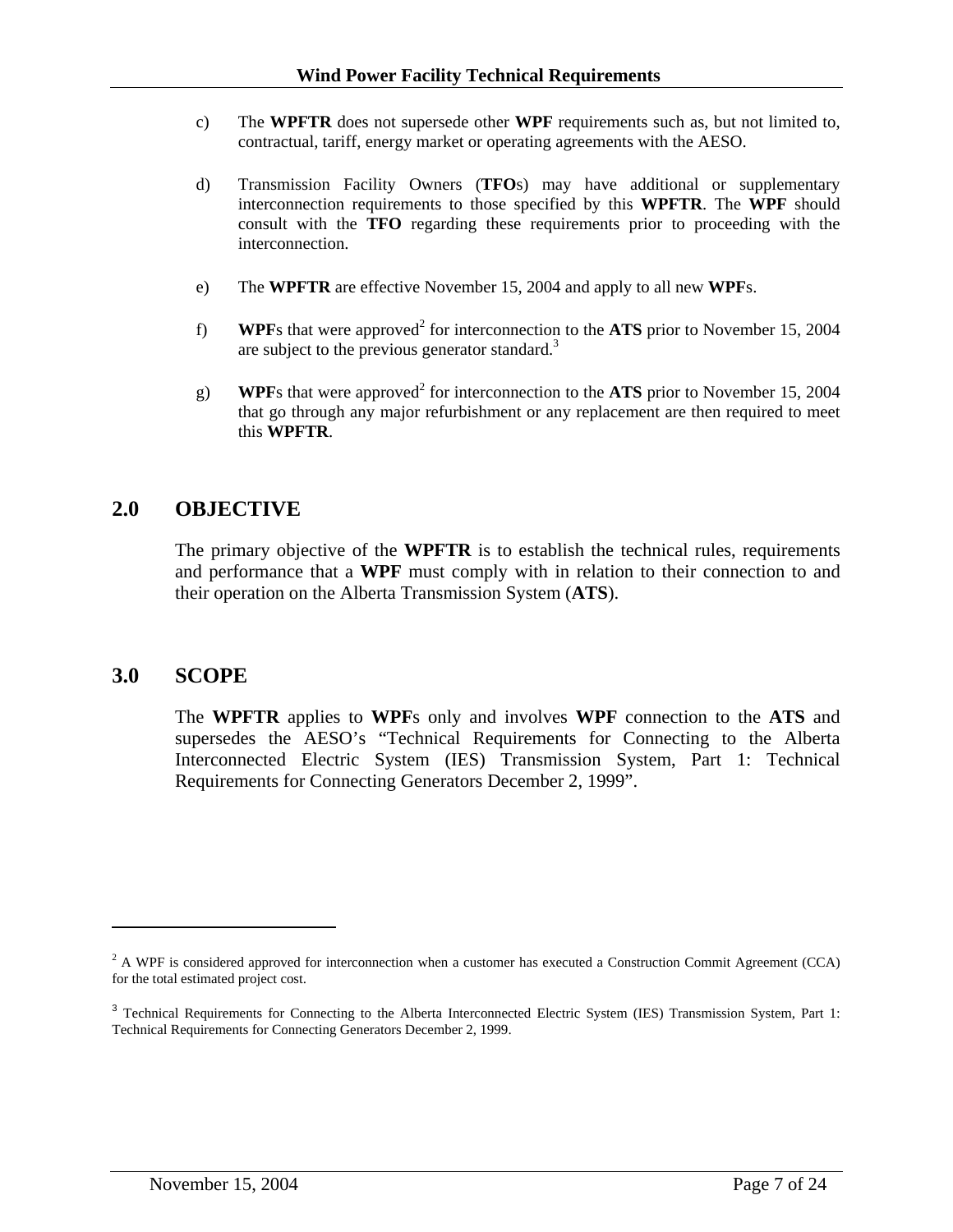c) The **WPFTR** does not supersede other **WPF** requirements such as, but not limited to, contractual, tariff, energy market or operating agreements with the AESO.

d) Transmission Facility Owners (**TFO**s) may have additional or supplementary interconnection requirements to those specified by this **WPFTR**. The **WPF** should consult with the **TFO** regarding these requirements prior to proceeding with the interconnection.

e) The **WPFTR** are effective November 15, 2004 and apply to all new **WPF**s.

f) **WPF**s that were approved[2] for interconnection to the **ATS** prior to November 15, 2004 are subject to the previous generator standard.[3]

g) **WPF**s that were approved[2] for interconnection to the **ATS** prior to November 15, 2004 that go through any major refurbishment or any replacement are then required to meet this **WPFTR**.

## 2.0 OBJECTIVE

The primary objective of the **WPFTR** is to establish the technical rules, requirements and performance that a **WPF** must comply with in relation to their connection to and their operation on the Alberta Transmission System (**ATS**).

## 3.0 SCOPE

The **WPFTR** applies to **WPF**s only and involves **WPF** connection to the **ATS** and supersedes the AESO's "Technical Requirements for Connecting to the Alberta Interconnected Electric System (IES) Transmission System, Part 1: Technical Requirements for Connecting Generators December 2, 1999".

---

[2] A WPF is considered approved for interconnection when a customer has executed a Construction Commit Agreement (CCA) for the total estimated project cost.

[3] Technical Requirements for Connecting to the Alberta Interconnected Electric System (IES) Transmission System, Part 1: Technical Requirements for Connecting Generators December 2, 1999.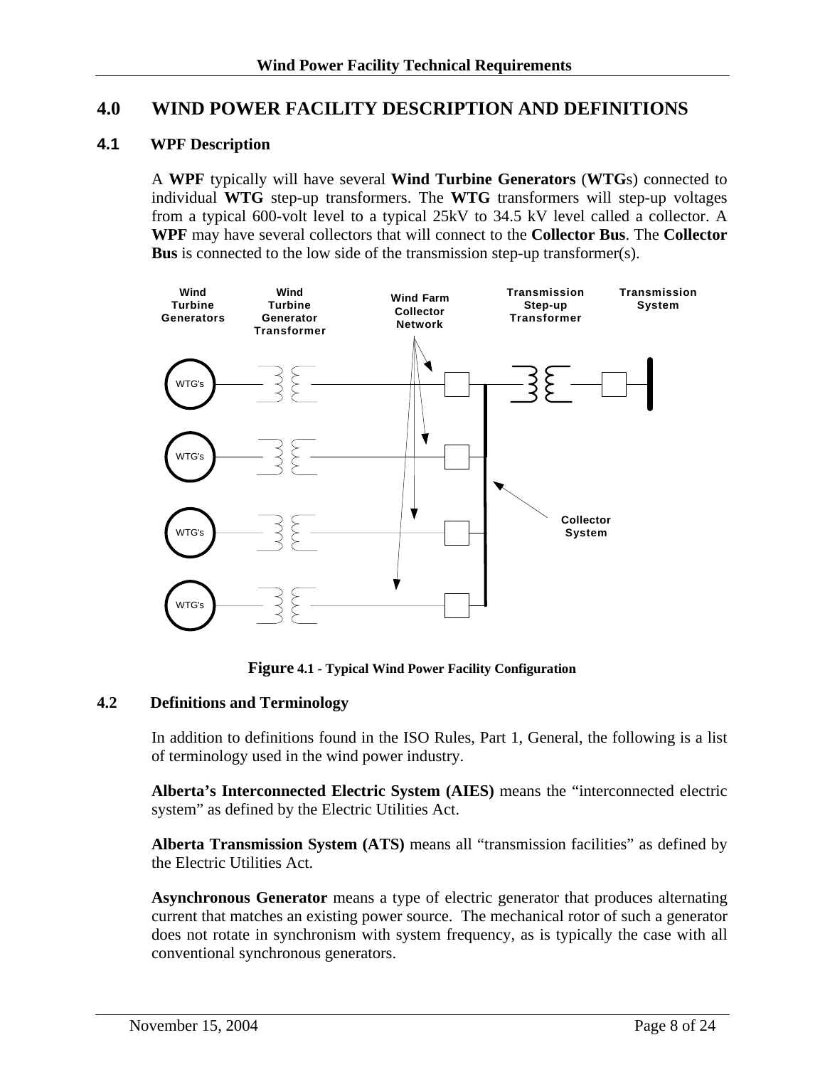# 4.0 WIND POWER FACILITY DESCRIPTION AND DEFINITIONS

## 4.1 WPF Description

A **WPF** typically will have several **Wind Turbine Generators** (**WTG**s) connected to individual **WTG** step-up transformers. The **WTG** transformers will step-up voltages from a typical 600-volt level to a typical 25kV to 34.5 kV level called a collector. A **WPF** may have several collectors that will connect to the **Collector Bus**. The **Collector Bus** is connected to the low side of the transmission step-up transformer(s).

**Figure 4.1 - Typical Wind Power Facility Configuration**

## 4.2 Definitions and Terminology

In addition to definitions found in the ISO Rules, Part 1, General, the following is a list of terminology used in the wind power industry.

**Alberta's Interconnected Electric System (AIES)** means the "interconnected electric system" as defined by the Electric Utilities Act.

**Alberta Transmission System (ATS)** means all "transmission facilities" as defined by the Electric Utilities Act.

**Asynchronous Generator** means a type of electric generator that produces alternating current that matches an existing power source. The mechanical rotor of such a generator does not rotate in synchronism with system frequency, as is typically the case with all conventional synchronous generators.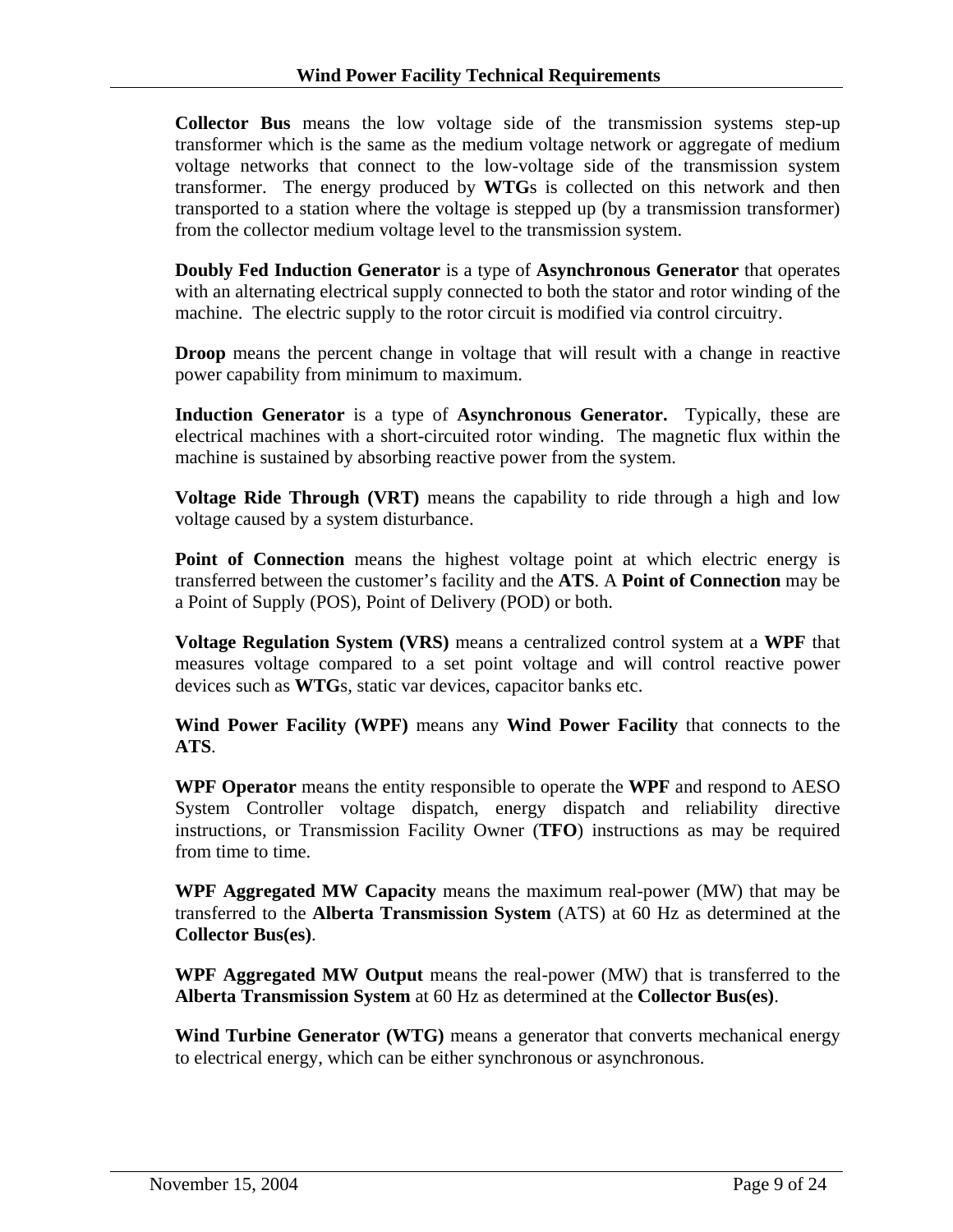**Collector Bus** means the low voltage side of the transmission systems step-up transformer which is the same as the medium voltage network or aggregate of medium voltage networks that connect to the low-voltage side of the transmission system transformer. The energy produced by **WTG**s is collected on this network and then transported to a station where the voltage is stepped up (by a transmission transformer) from the collector medium voltage level to the transmission system.

**Doubly Fed Induction Generator** is a type of **Asynchronous Generator** that operates with an alternating electrical supply connected to both the stator and rotor winding of the machine. The electric supply to the rotor circuit is modified via control circuitry.

**Droop** means the percent change in voltage that will result with a change in reactive power capability from minimum to maximum.

**Induction Generator** is a type of **Asynchronous Generator.** Typically, these are electrical machines with a short-circuited rotor winding. The magnetic flux within the machine is sustained by absorbing reactive power from the system.

**Voltage Ride Through (VRT)** means the capability to ride through a high and low voltage caused by a system disturbance.

**Point of Connection** means the highest voltage point at which electric energy is transferred between the customer's facility and the **ATS**. A **Point of Connection** may be a Point of Supply (POS), Point of Delivery (POD) or both.

**Voltage Regulation System (VRS)** means a centralized control system at a **WPF** that measures voltage compared to a set point voltage and will control reactive power devices such as **WTG**s, static var devices, capacitor banks etc.

**Wind Power Facility (WPF)** means any **Wind Power Facility** that connects to the **ATS**.

**WPF Operator** means the entity responsible to operate the **WPF** and respond to AESO System Controller voltage dispatch, energy dispatch and reliability directive instructions, or Transmission Facility Owner (**TFO**) instructions as may be required from time to time.

**WPF Aggregated MW Capacity** means the maximum real-power (MW) that may be transferred to the **Alberta Transmission System** (ATS) at 60 Hz as determined at the **Collector Bus(es)**.

**WPF Aggregated MW Output** means the real-power (MW) that is transferred to the **Alberta Transmission System** at 60 Hz as determined at the **Collector Bus(es)**.

**Wind Turbine Generator (WTG)** means a generator that converts mechanical energy to electrical energy, which can be either synchronous or asynchronous.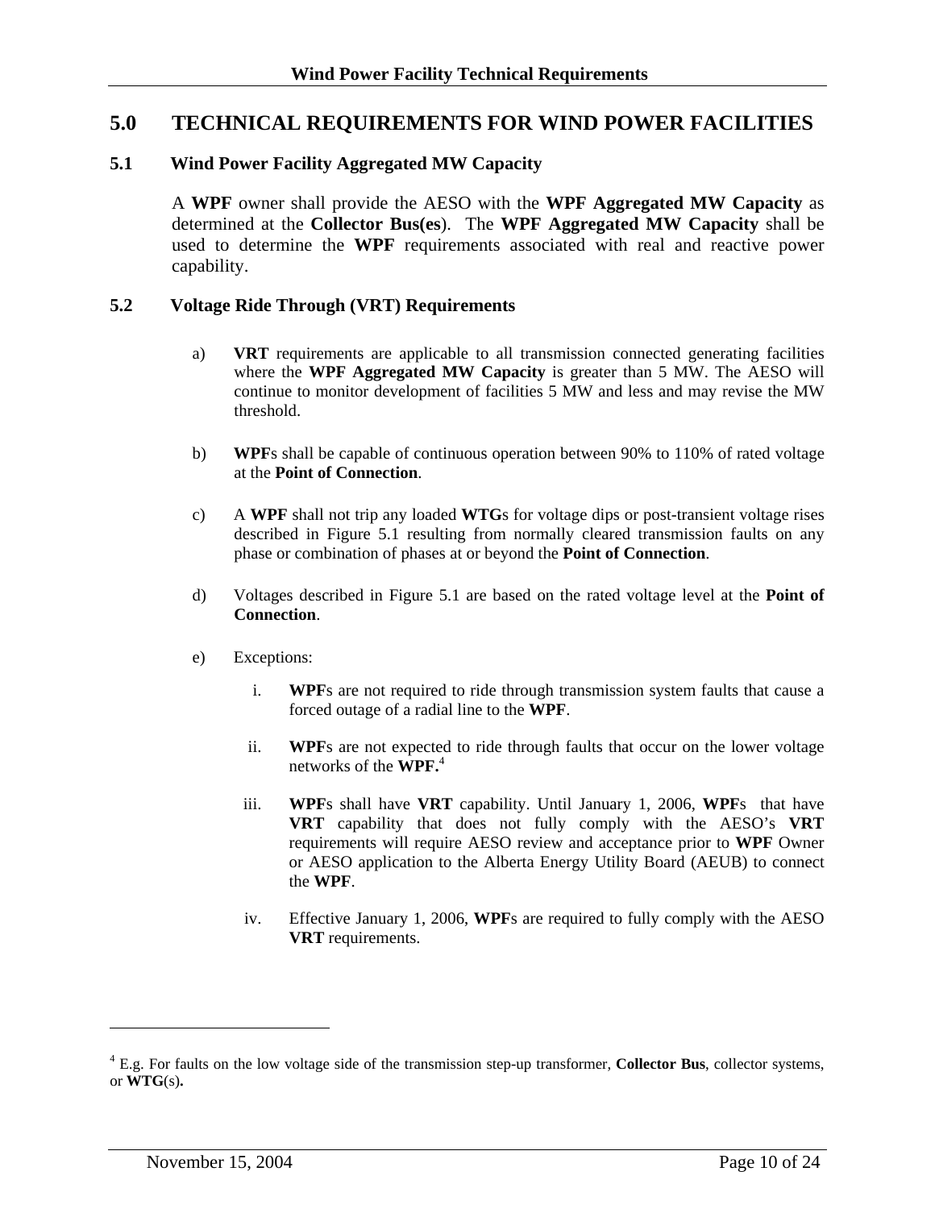# 5.0 TECHNICAL REQUIREMENTS FOR WIND POWER FACILITIES

## 5.1 Wind Power Facility Aggregated MW Capacity

A **WPF** owner shall provide the AESO with the **WPF Aggregated MW Capacity** as determined at the **Collector Bus(es**). The **WPF Aggregated MW Capacity** shall be used to determine the **WPF** requirements associated with real and reactive power capability.

## 5.2 Voltage Ride Through (VRT) Requirements

a) **VRT** requirements are applicable to all transmission connected generating facilities where the **WPF Aggregated MW Capacity** is greater than 5 MW. The AESO will continue to monitor development of facilities 5 MW and less and may revise the MW threshold.

b) **WPF**s shall be capable of continuous operation between 90% to 110% of rated voltage at the **Point of Connection**.

c) A **WPF** shall not trip any loaded **WTG**s for voltage dips or post-transient voltage rises described in Figure 5.1 resulting from normally cleared transmission faults on any phase or combination of phases at or beyond the **Point of Connection**.

d) Voltages described in Figure 5.1 are based on the rated voltage level at the **Point of Connection**.

e) Exceptions:

   i. **WPF**s are not required to ride through transmission system faults that cause a forced outage of a radial line to the **WPF**.

   ii. **WPF**s are not expected to ride through faults that occur on the lower voltage networks of the **WPF.**[4]

   iii. **WPF**s shall have **VRT** capability. Until January 1, 2006, **WPF**s that have **VRT** capability that does not fully comply with the AESO's **VRT** requirements will require AESO review and acceptance prior to **WPF** Owner or AESO application to the Alberta Energy Utility Board (AEUB) to connect the **WPF**.

   iv. Effective January 1, 2006, **WPF**s are required to fully comply with the AESO **VRT** requirements.

---

[4] E.g. For faults on the low voltage side of the transmission step-up transformer, **Collector Bus**, collector systems, or **WTG**(s)**.**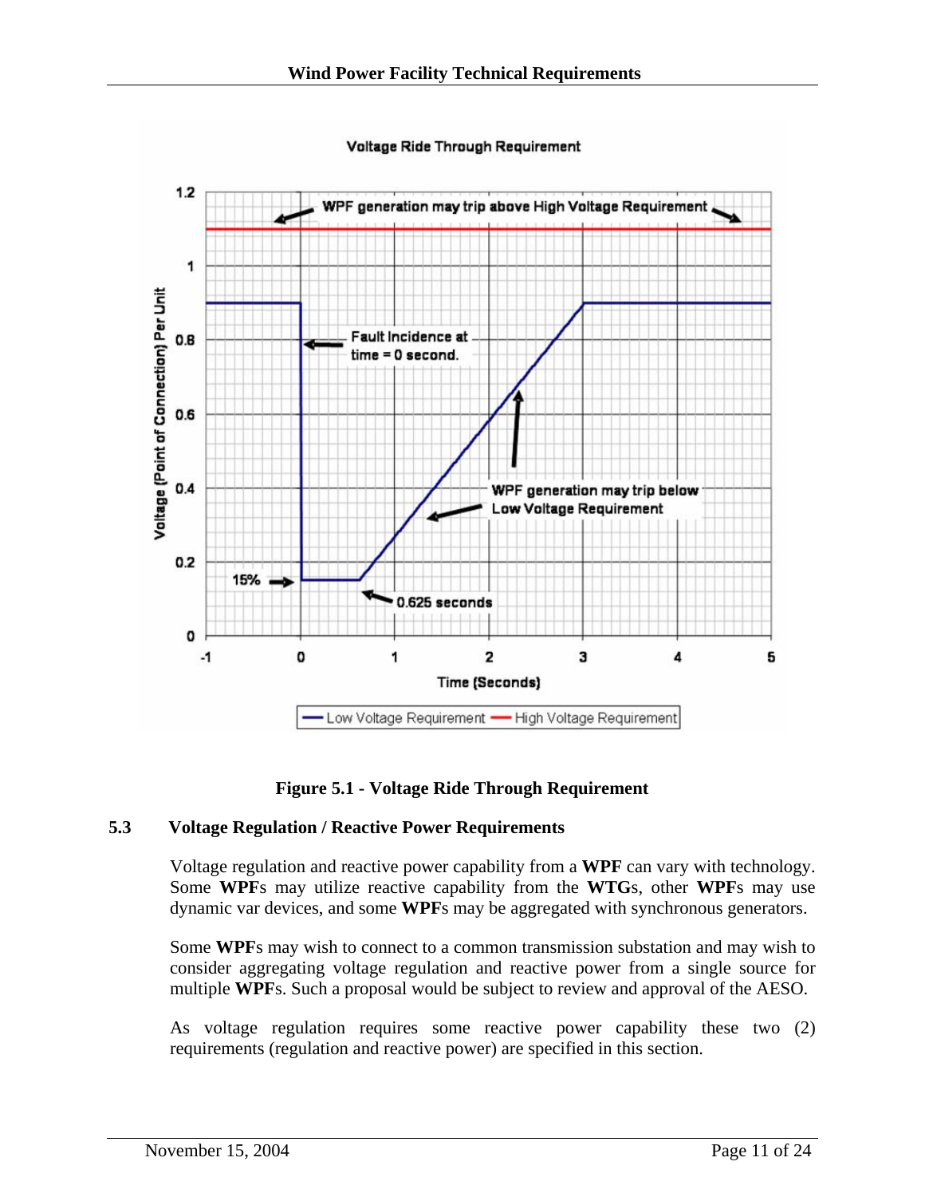**Figure 5.1 - Voltage Ride Through Requirement**

### 5.3 Voltage Regulation / Reactive Power Requirements

Voltage regulation and reactive power capability from a **WPF** can vary with technology. Some **WPF**s may utilize reactive capability from the **WTG**s, other **WPF**s may use dynamic var devices, and some **WPF**s may be aggregated with synchronous generators.

Some **WPF**s may wish to connect to a common transmission substation and may wish to consider aggregating voltage regulation and reactive power from a single source for multiple **WPF**s. Such a proposal would be subject to review and approval of the AESO.

As voltage regulation requires some reactive power capability these two (2) requirements (regulation and reactive power) are specified in this section.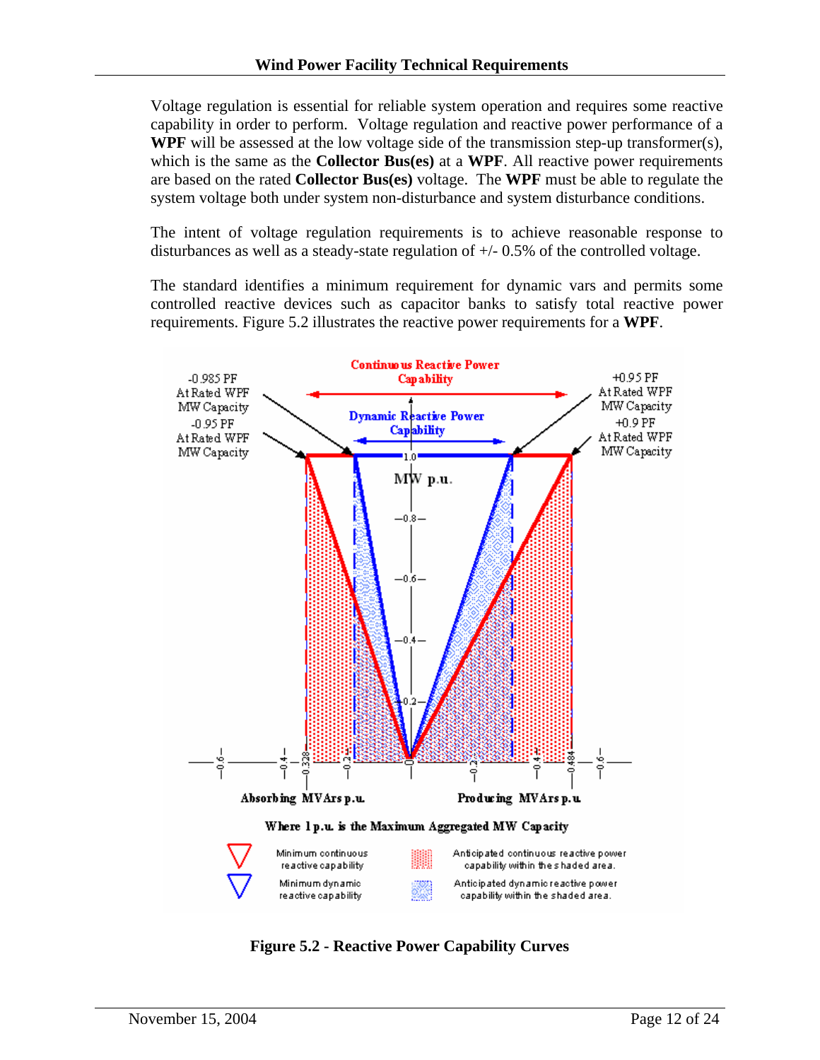Voltage regulation is essential for reliable system operation and requires some reactive capability in order to perform. Voltage regulation and reactive power performance of a **WPF** will be assessed at the low voltage side of the transmission step-up transformer(s), which is the same as the **Collector Bus(es)** at a **WPF**. All reactive power requirements are based on the rated **Collector Bus(es)** voltage. The **WPF** must be able to regulate the system voltage both under system non-disturbance and system disturbance conditions.

The intent of voltage regulation requirements is to achieve reasonable response to disturbances as well as a steady-state regulation of +/- 0.5% of the controlled voltage.

The standard identifies a minimum requirement for dynamic vars and permits some controlled reactive devices such as capacitor banks to satisfy total reactive power requirements. Figure 5.2 illustrates the reactive power requirements for a **WPF**.

**Figure 5.2 - Reactive Power Capability Curves**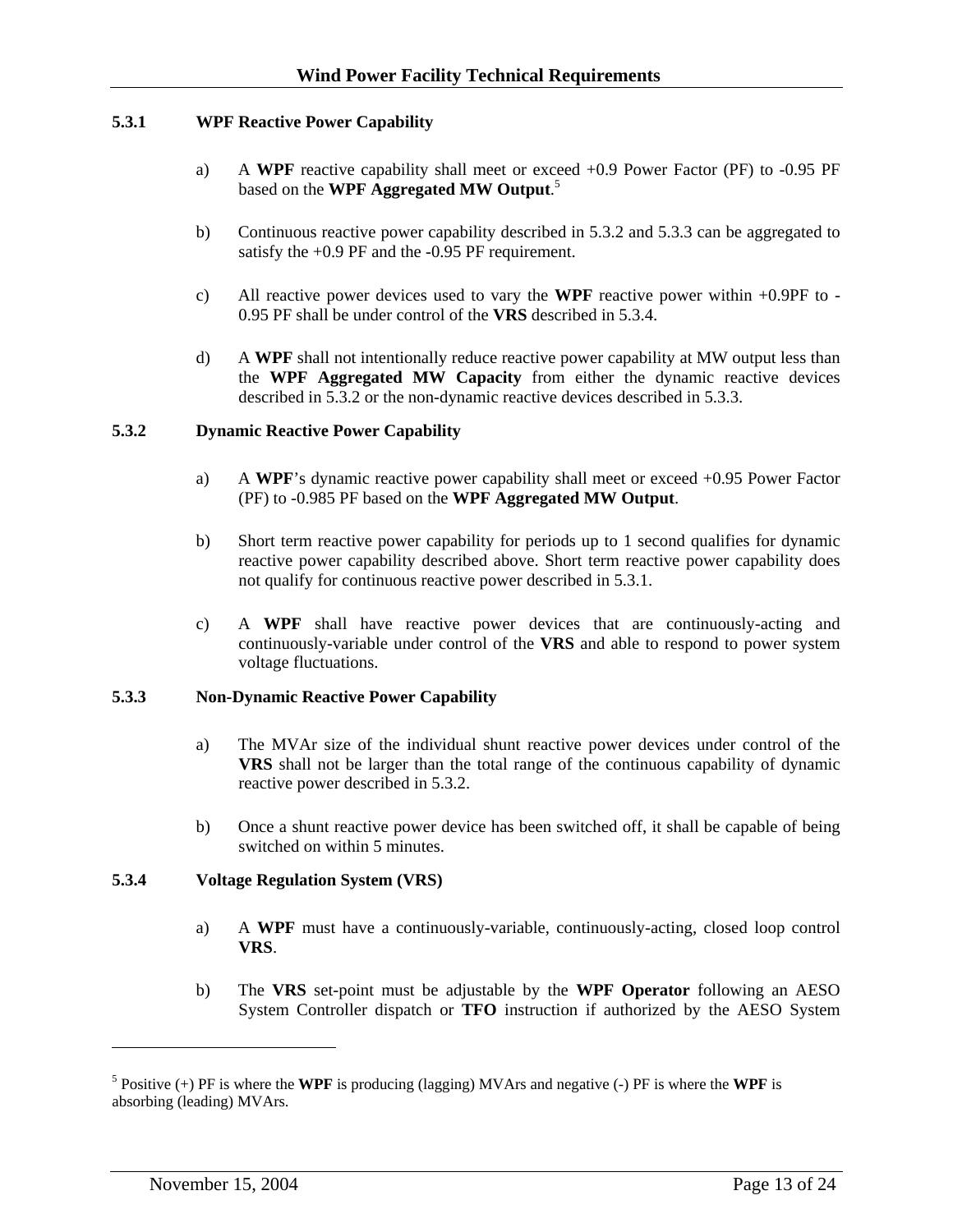### 5.3.1 WPF Reactive Power Capability

a) A **WPF** reactive capability shall meet or exceed +0.9 Power Factor (PF) to -0.95 PF based on the **WPF Aggregated MW Output**.[5]

b) Continuous reactive power capability described in 5.3.2 and 5.3.3 can be aggregated to satisfy the +0.9 PF and the -0.95 PF requirement.

c) All reactive power devices used to vary the **WPF** reactive power within +0.9PF to -0.95 PF shall be under control of the **VRS** described in 5.3.4.

d) A **WPF** shall not intentionally reduce reactive power capability at MW output less than the **WPF Aggregated MW Capacity** from either the dynamic reactive devices described in 5.3.2 or the non-dynamic reactive devices described in 5.3.3.

### 5.3.2 Dynamic Reactive Power Capability

a) A **WPF**'s dynamic reactive power capability shall meet or exceed +0.95 Power Factor (PF) to -0.985 PF based on the **WPF Aggregated MW Output**.

b) Short term reactive power capability for periods up to 1 second qualifies for dynamic reactive power capability described above. Short term reactive power capability does not qualify for continuous reactive power described in 5.3.1.

c) A **WPF** shall have reactive power devices that are continuously-acting and continuously-variable under control of the **VRS** and able to respond to power system voltage fluctuations.

### 5.3.3 Non-Dynamic Reactive Power Capability

a) The MVAr size of the individual shunt reactive power devices under control of the **VRS** shall not be larger than the total range of the continuous capability of dynamic reactive power described in 5.3.2.

b) Once a shunt reactive power device has been switched off, it shall be capable of being switched on within 5 minutes.

### 5.3.4 Voltage Regulation System (VRS)

a) A **WPF** must have a continuously-variable, continuously-acting, closed loop control **VRS**.

b) The **VRS** set-point must be adjustable by the **WPF Operator** following an AESO System Controller dispatch or **TFO** instruction if authorized by the AESO System

---

[5] Positive (+) PF is where the **WPF** is producing (lagging) MVArs and negative (-) PF is where the **WPF** is absorbing (leading) MVArs.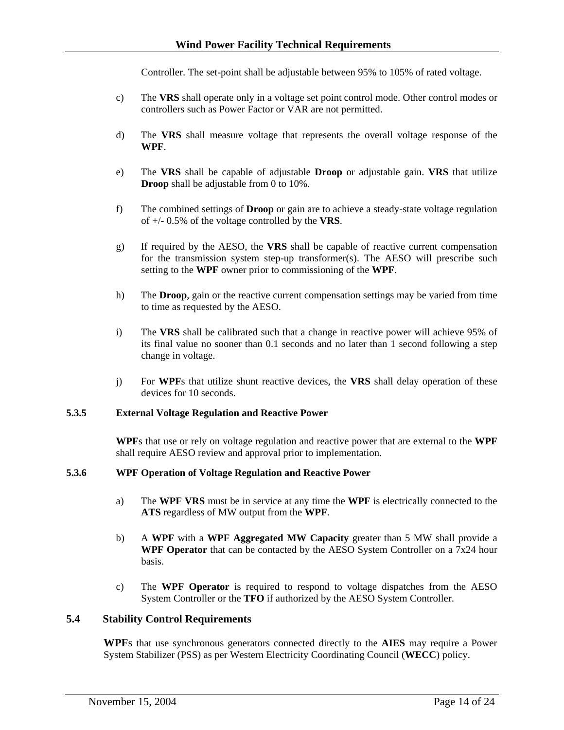Controller. The set-point shall be adjustable between 95% to 105% of rated voltage.

c) The **VRS** shall operate only in a voltage set point control mode. Other control modes or controllers such as Power Factor or VAR are not permitted.

d) The **VRS** shall measure voltage that represents the overall voltage response of the **WPF**.

e) The **VRS** shall be capable of adjustable **Droop** or adjustable gain. **VRS** that utilize **Droop** shall be adjustable from 0 to 10%.

f) The combined settings of **Droop** or gain are to achieve a steady-state voltage regulation of +/- 0.5% of the voltage controlled by the **VRS**.

g) If required by the AESO, the **VRS** shall be capable of reactive current compensation for the transmission system step-up transformer(s). The AESO will prescribe such setting to the **WPF** owner prior to commissioning of the **WPF**.

h) The **Droop**, gain or the reactive current compensation settings may be varied from time to time as requested by the AESO.

i) The **VRS** shall be calibrated such that a change in reactive power will achieve 95% of its final value no sooner than 0.1 seconds and no later than 1 second following a step change in voltage.

j) For **WPF**s that utilize shunt reactive devices, the **VRS** shall delay operation of these devices for 10 seconds.

#### 5.3.5 External Voltage Regulation and Reactive Power

**WPF**s that use or rely on voltage regulation and reactive power that are external to the **WPF** shall require AESO review and approval prior to implementation.

#### 5.3.6 WPF Operation of Voltage Regulation and Reactive Power

a) The **WPF VRS** must be in service at any time the **WPF** is electrically connected to the **ATS** regardless of MW output from the **WPF**.

b) A **WPF** with a **WPF Aggregated MW Capacity** greater than 5 MW shall provide a **WPF Operator** that can be contacted by the AESO System Controller on a 7x24 hour basis.

c) The **WPF Operator** is required to respond to voltage dispatches from the AESO System Controller or the **TFO** if authorized by the AESO System Controller.

### 5.4 Stability Control Requirements

**WPF**s that use synchronous generators connected directly to the **AIES** may require a Power System Stabilizer (PSS) as per Western Electricity Coordinating Council (**WECC**) policy.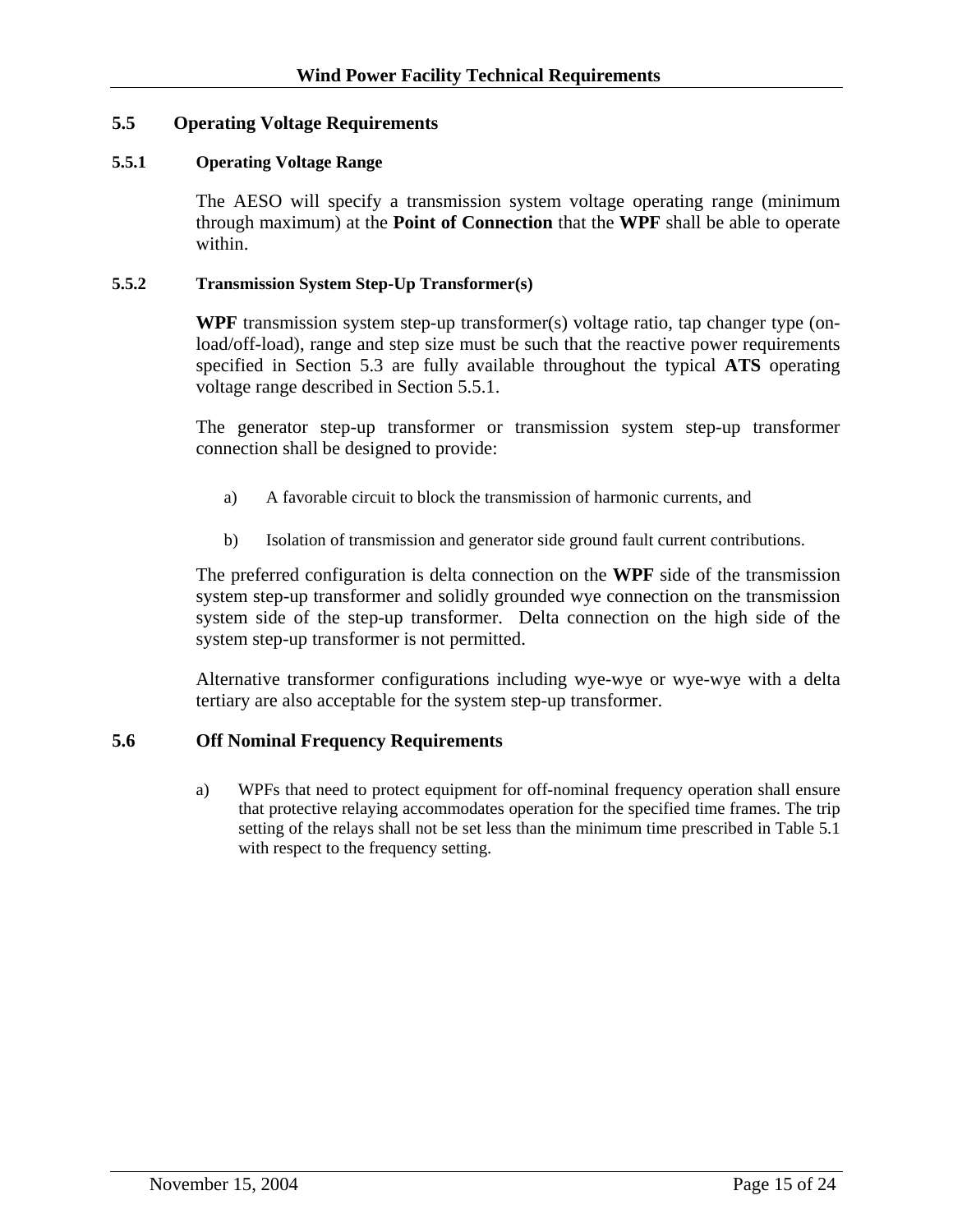## 5.5 Operating Voltage Requirements

### 5.5.1 Operating Voltage Range

The AESO will specify a transmission system voltage operating range (minimum through maximum) at the **Point of Connection** that the **WPF** shall be able to operate within.

### 5.5.2 Transmission System Step-Up Transformer(s)

**WPF** transmission system step-up transformer(s) voltage ratio, tap changer type (on-load/off-load), range and step size must be such that the reactive power requirements specified in Section 5.3 are fully available throughout the typical **ATS** operating voltage range described in Section 5.5.1.

The generator step-up transformer or transmission system step-up transformer connection shall be designed to provide:

a) A favorable circuit to block the transmission of harmonic currents, and

b) Isolation of transmission and generator side ground fault current contributions.

The preferred configuration is delta connection on the **WPF** side of the transmission system step-up transformer and solidly grounded wye connection on the transmission system side of the step-up transformer. Delta connection on the high side of the system step-up transformer is not permitted.

Alternative transformer configurations including wye-wye or wye-wye with a delta tertiary are also acceptable for the system step-up transformer.

## 5.6 Off Nominal Frequency Requirements

a) WPFs that need to protect equipment for off-nominal frequency operation shall ensure that protective relaying accommodates operation for the specified time frames. The trip setting of the relays shall not be set less than the minimum time prescribed in Table 5.1 with respect to the frequency setting.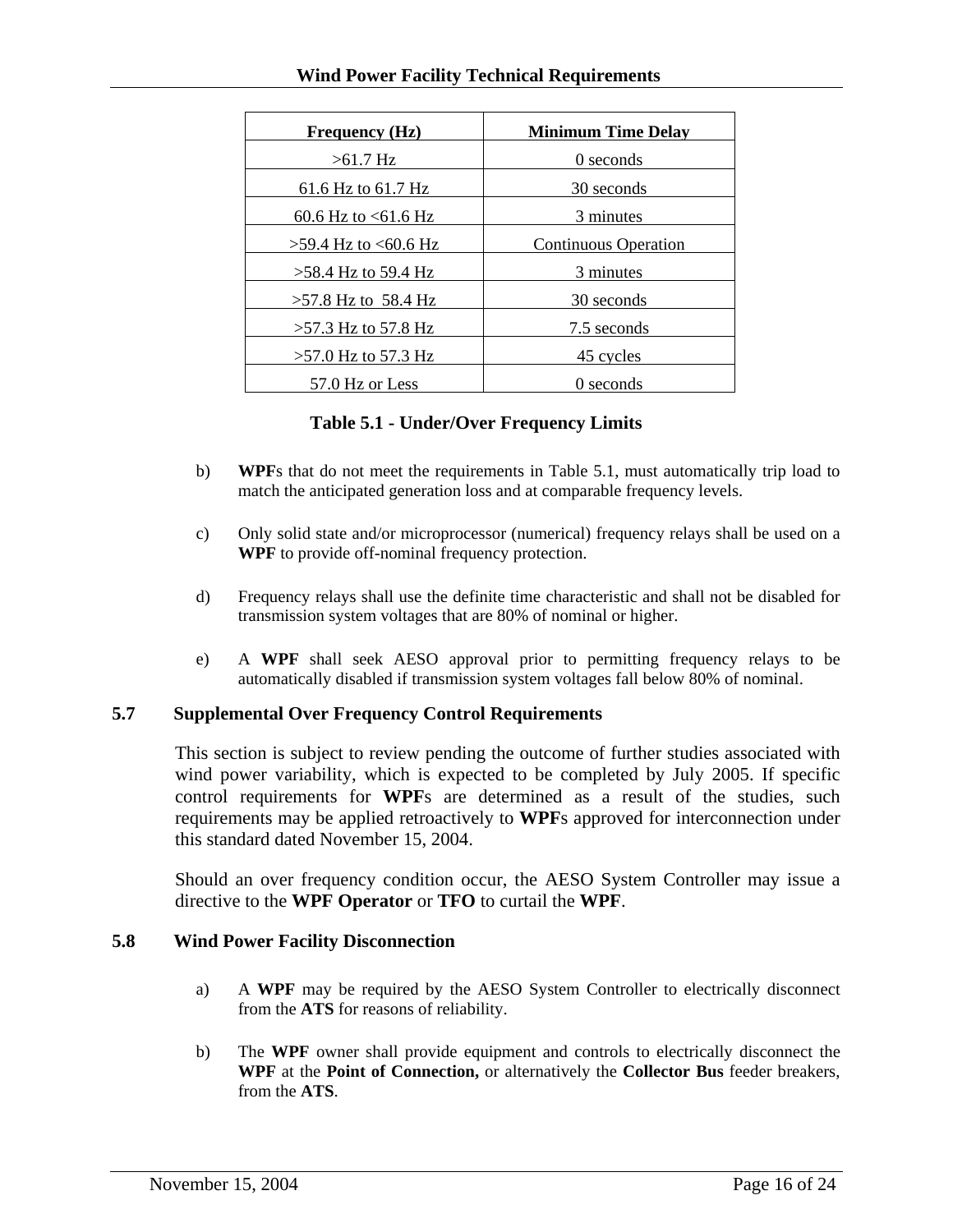| Frequency (Hz) | Minimum Time Delay |
| --- | --- |
| >61.7 Hz | 0 seconds |
| 61.6 Hz to 61.7 Hz | 30 seconds |
| 60.6 Hz to <61.6 Hz | 3 minutes |
| >59.4 Hz to <60.6 Hz | Continuous Operation |
| >58.4 Hz to 59.4 Hz | 3 minutes |
| >57.8 Hz to 58.4 Hz | 30 seconds |
| >57.3 Hz to 57.8 Hz | 7.5 seconds |
| >57.0 Hz to 57.3 Hz | 45 cycles |
| 57.0 Hz or Less | 0 seconds |

**Table 5.1 - Under/Over Frequency Limits**

b) **WPF**s that do not meet the requirements in Table 5.1, must automatically trip load to match the anticipated generation loss and at comparable frequency levels.

c) Only solid state and/or microprocessor (numerical) frequency relays shall be used on a **WPF** to provide off-nominal frequency protection.

d) Frequency relays shall use the definite time characteristic and shall not be disabled for transmission system voltages that are 80% of nominal or higher.

e) A **WPF** shall seek AESO approval prior to permitting frequency relays to be automatically disabled if transmission system voltages fall below 80% of nominal.

## 5.7 Supplemental Over Frequency Control Requirements

This section is subject to review pending the outcome of further studies associated with wind power variability, which is expected to be completed by July 2005. If specific control requirements for **WPF**s are determined as a result of the studies, such requirements may be applied retroactively to **WPF**s approved for interconnection under this standard dated November 15, 2004.

Should an over frequency condition occur, the AESO System Controller may issue a directive to the **WPF Operator** or **TFO** to curtail the **WPF**.

## 5.8 Wind Power Facility Disconnection

a) A **WPF** may be required by the AESO System Controller to electrically disconnect from the **ATS** for reasons of reliability.

b) The **WPF** owner shall provide equipment and controls to electrically disconnect the **WPF** at the **Point of Connection,** or alternatively the **Collector Bus** feeder breakers, from the **ATS**.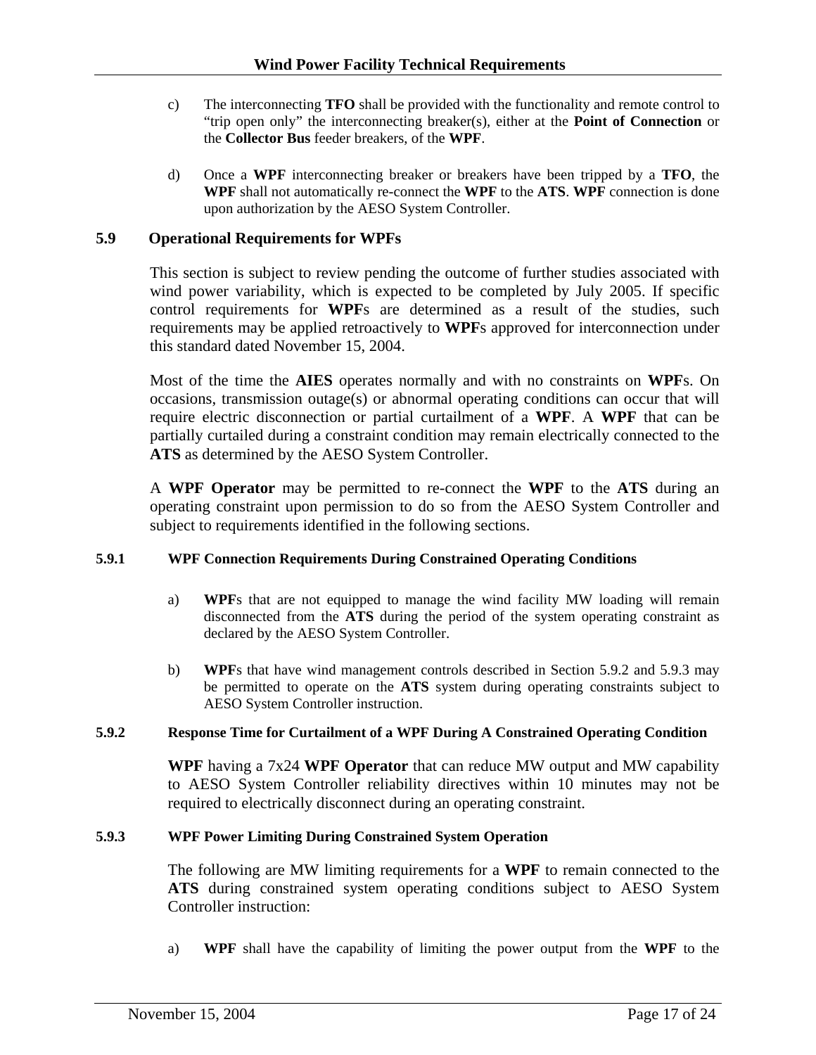c) The interconnecting **TFO** shall be provided with the functionality and remote control to "trip open only" the interconnecting breaker(s), either at the **Point of Connection** or the **Collector Bus** feeder breakers, of the **WPF**.

d) Once a **WPF** interconnecting breaker or breakers have been tripped by a **TFO**, the **WPF** shall not automatically re-connect the **WPF** to the **ATS**. **WPF** connection is done upon authorization by the AESO System Controller.

## 5.9 Operational Requirements for WPFs

This section is subject to review pending the outcome of further studies associated with wind power variability, which is expected to be completed by July 2005. If specific control requirements for **WPF**s are determined as a result of the studies, such requirements may be applied retroactively to **WPF**s approved for interconnection under this standard dated November 15, 2004.

Most of the time the **AIES** operates normally and with no constraints on **WPF**s. On occasions, transmission outage(s) or abnormal operating conditions can occur that will require electric disconnection or partial curtailment of a **WPF**. A **WPF** that can be partially curtailed during a constraint condition may remain electrically connected to the **ATS** as determined by the AESO System Controller.

A **WPF Operator** may be permitted to re-connect the **WPF** to the **ATS** during an operating constraint upon permission to do so from the AESO System Controller and subject to requirements identified in the following sections.

### 5.9.1 WPF Connection Requirements During Constrained Operating Conditions

a) **WPF**s that are not equipped to manage the wind facility MW loading will remain disconnected from the **ATS** during the period of the system operating constraint as declared by the AESO System Controller.

b) **WPF**s that have wind management controls described in Section 5.9.2 and 5.9.3 may be permitted to operate on the **ATS** system during operating constraints subject to AESO System Controller instruction.

### 5.9.2 Response Time for Curtailment of a WPF During A Constrained Operating Condition

**WPF** having a 7x24 **WPF Operator** that can reduce MW output and MW capability to AESO System Controller reliability directives within 10 minutes may not be required to electrically disconnect during an operating constraint.

### 5.9.3 WPF Power Limiting During Constrained System Operation

The following are MW limiting requirements for a **WPF** to remain connected to the **ATS** during constrained system operating conditions subject to AESO System Controller instruction:

a) **WPF** shall have the capability of limiting the power output from the **WPF** to the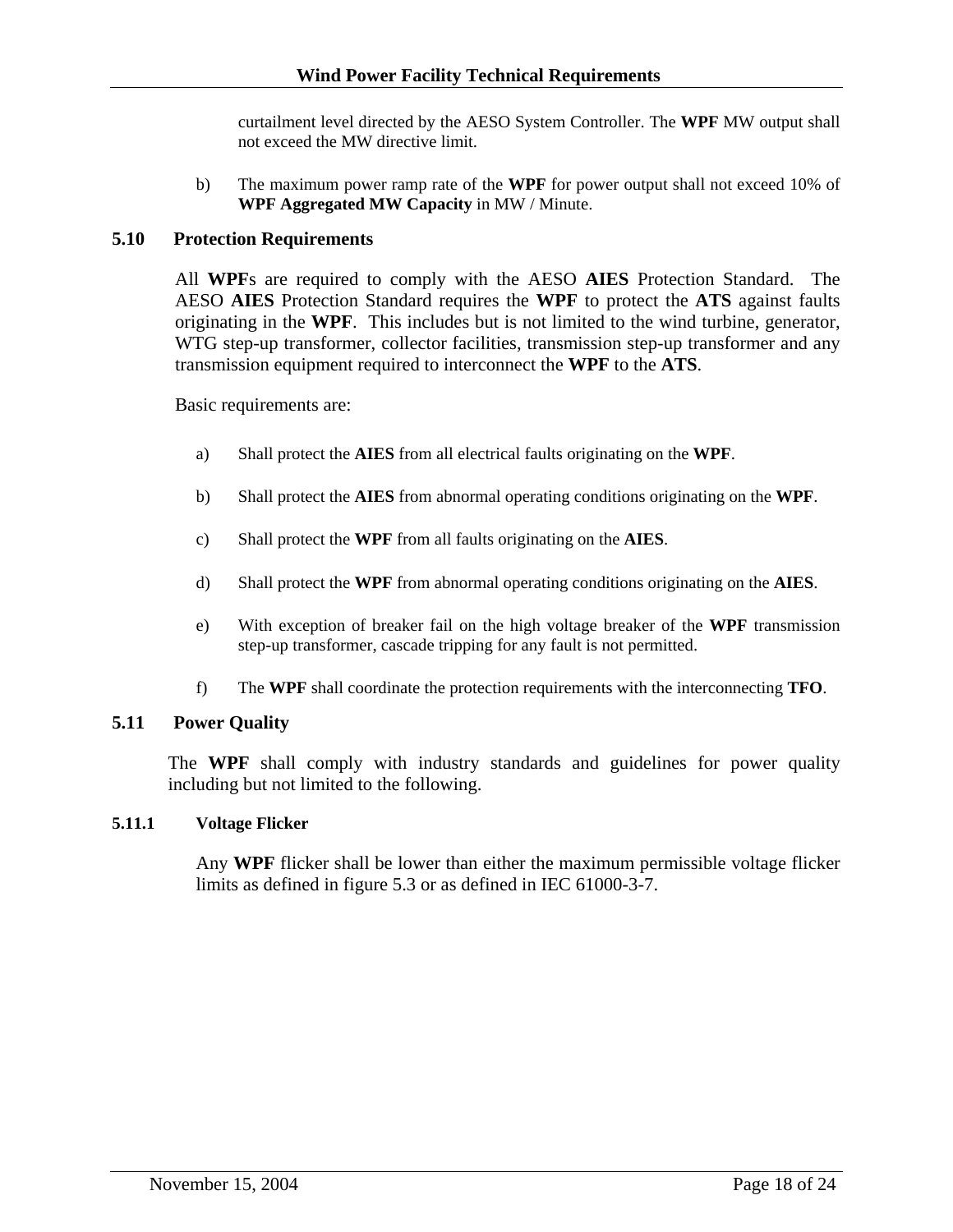curtailment level directed by the AESO System Controller. The **WPF** MW output shall not exceed the MW directive limit.

b) The maximum power ramp rate of the **WPF** for power output shall not exceed 10% of **WPF Aggregated MW Capacity** in MW / Minute.

## 5.10 Protection Requirements

All **WPF**s are required to comply with the AESO **AIES** Protection Standard. The AESO **AIES** Protection Standard requires the **WPF** to protect the **ATS** against faults originating in the **WPF**. This includes but is not limited to the wind turbine, generator, WTG step-up transformer, collector facilities, transmission step-up transformer and any transmission equipment required to interconnect the **WPF** to the **ATS**.

Basic requirements are:

a) Shall protect the **AIES** from all electrical faults originating on the **WPF**.

b) Shall protect the **AIES** from abnormal operating conditions originating on the **WPF**.

c) Shall protect the **WPF** from all faults originating on the **AIES**.

d) Shall protect the **WPF** from abnormal operating conditions originating on the **AIES**.

e) With exception of breaker fail on the high voltage breaker of the **WPF** transmission step-up transformer, cascade tripping for any fault is not permitted.

f) The **WPF** shall coordinate the protection requirements with the interconnecting **TFO**.

## 5.11 Power Quality

The **WPF** shall comply with industry standards and guidelines for power quality including but not limited to the following.

### 5.11.1 Voltage Flicker

Any **WPF** flicker shall be lower than either the maximum permissible voltage flicker limits as defined in figure 5.3 or as defined in IEC 61000-3-7.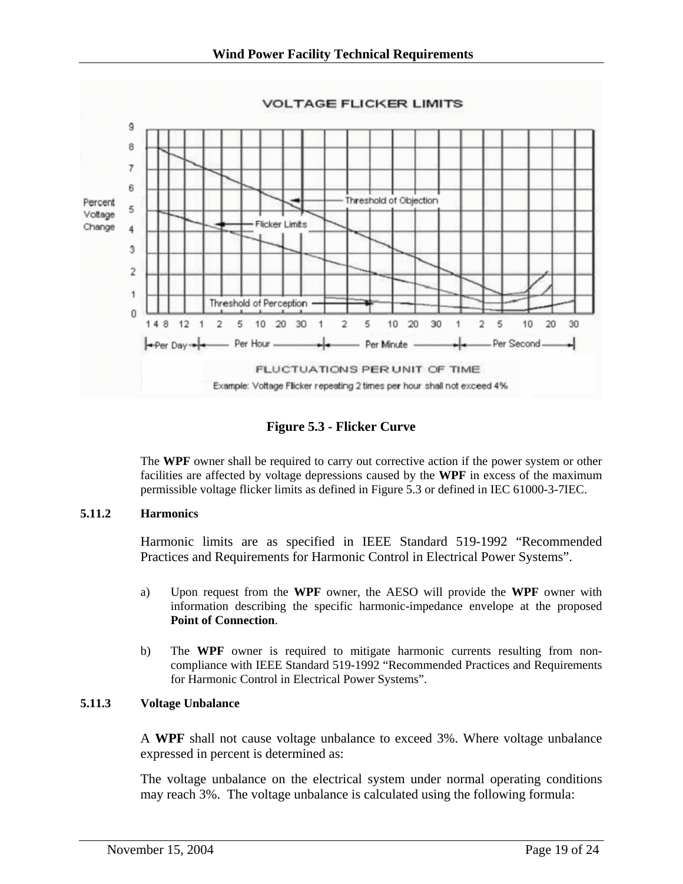Figure 5.3 - Flicker Curve

The **WPF** owner shall be required to carry out corrective action if the power system or other facilities are affected by voltage depressions caused by the **WPF** in excess of the maximum permissible voltage flicker limits as defined in Figure 5.3 or defined in IEC 61000-3-7IEC.

### 5.11.2 Harmonics

Harmonic limits are as specified in IEEE Standard 519-1992 "Recommended Practices and Requirements for Harmonic Control in Electrical Power Systems".

a) Upon request from the **WPF** owner, the AESO will provide the **WPF** owner with information describing the specific harmonic-impedance envelope at the proposed **Point of Connection**.

b) The **WPF** owner is required to mitigate harmonic currents resulting from non-compliance with IEEE Standard 519-1992 "Recommended Practices and Requirements for Harmonic Control in Electrical Power Systems".

### 5.11.3 Voltage Unbalance

A **WPF** shall not cause voltage unbalance to exceed 3%. Where voltage unbalance expressed in percent is determined as:

The voltage unbalance on the electrical system under normal operating conditions may reach 3%. The voltage unbalance is calculated using the following formula: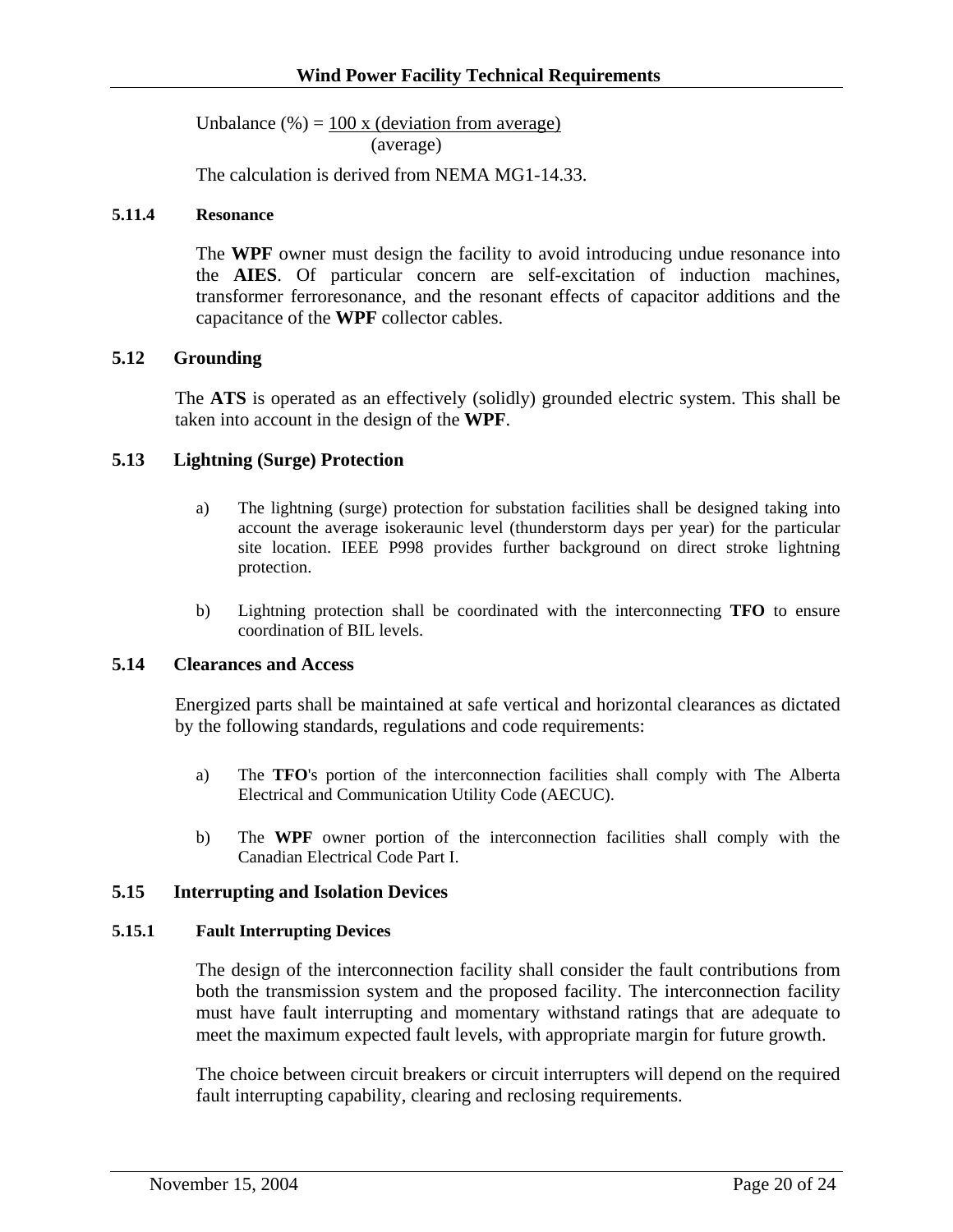$$\text{Unbalance (\%)} = \frac{100 \times (\text{deviation from average})}{(\text{average})}$$

The calculation is derived from NEMA MG1-14.33.

#### 5.11.4 Resonance

The **WPF** owner must design the facility to avoid introducing undue resonance into the **AIES**. Of particular concern are self-excitation of induction machines, transformer ferroresonance, and the resonant effects of capacitor additions and the capacitance of the **WPF** collector cables.

### 5.12 Grounding

The **ATS** is operated as an effectively (solidly) grounded electric system. This shall be taken into account in the design of the **WPF**.

### 5.13 Lightning (Surge) Protection

a) The lightning (surge) protection for substation facilities shall be designed taking into account the average isokeraunic level (thunderstorm days per year) for the particular site location. IEEE P998 provides further background on direct stroke lightning protection.

b) Lightning protection shall be coordinated with the interconnecting **TFO** to ensure coordination of BIL levels.

### 5.14 Clearances and Access

Energized parts shall be maintained at safe vertical and horizontal clearances as dictated by the following standards, regulations and code requirements:

a) The **TFO**'s portion of the interconnection facilities shall comply with The Alberta Electrical and Communication Utility Code (AECUC).

b) The **WPF** owner portion of the interconnection facilities shall comply with the Canadian Electrical Code Part I.

### 5.15 Interrupting and Isolation Devices

#### 5.15.1 Fault Interrupting Devices

The design of the interconnection facility shall consider the fault contributions from both the transmission system and the proposed facility. The interconnection facility must have fault interrupting and momentary withstand ratings that are adequate to meet the maximum expected fault levels, with appropriate margin for future growth.

The choice between circuit breakers or circuit interrupters will depend on the required fault interrupting capability, clearing and reclosing requirements.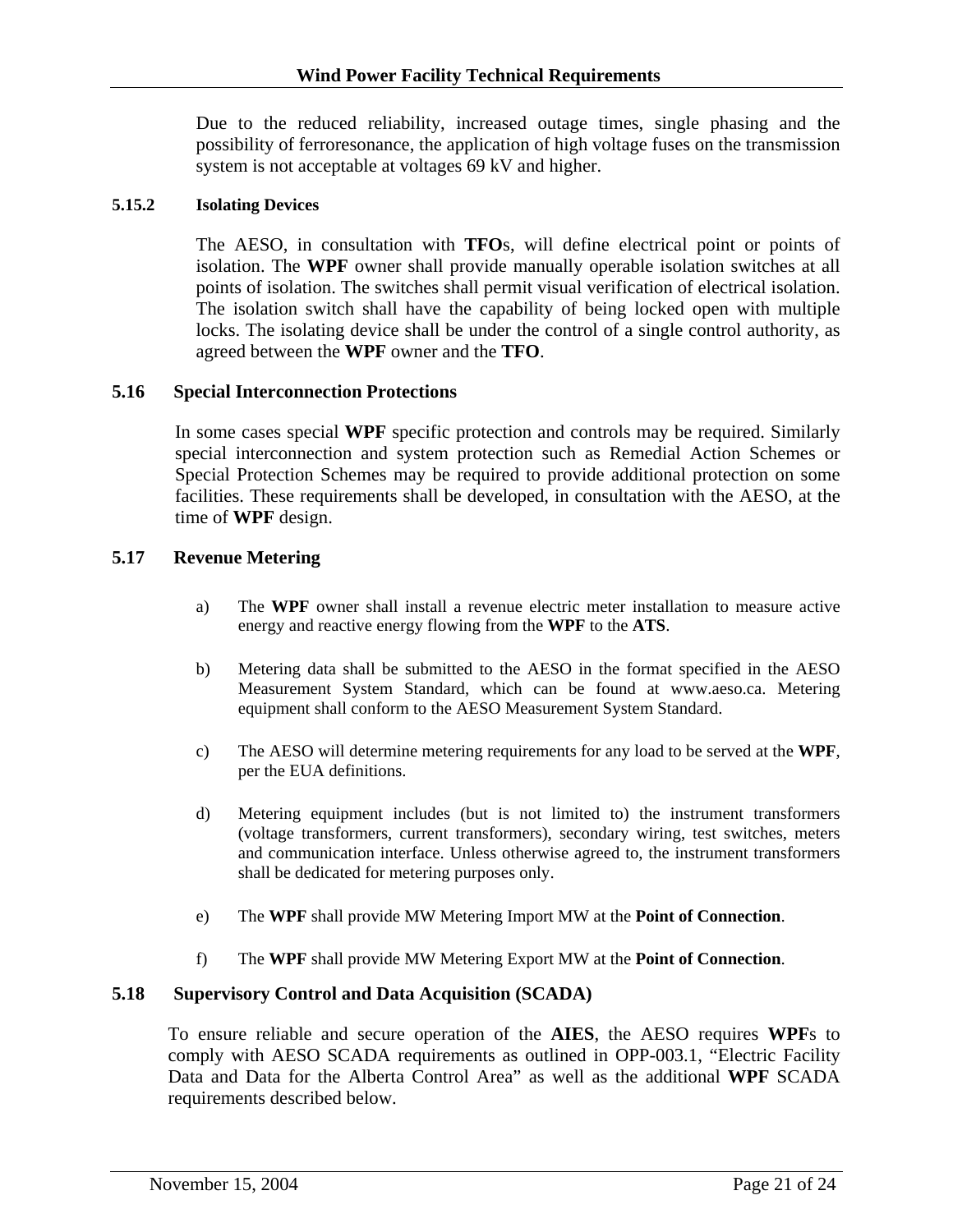Due to the reduced reliability, increased outage times, single phasing and the possibility of ferroresonance, the application of high voltage fuses on the transmission system is not acceptable at voltages 69 kV and higher.

#### 5.15.2 Isolating Devices

The AESO, in consultation with **TFO**s, will define electrical point or points of isolation. The **WPF** owner shall provide manually operable isolation switches at all points of isolation. The switches shall permit visual verification of electrical isolation. The isolation switch shall have the capability of being locked open with multiple locks. The isolating device shall be under the control of a single control authority, as agreed between the **WPF** owner and the **TFO**.

### 5.16 Special Interconnection Protections

In some cases special **WPF** specific protection and controls may be required. Similarly special interconnection and system protection such as Remedial Action Schemes or Special Protection Schemes may be required to provide additional protection on some facilities. These requirements shall be developed, in consultation with the AESO, at the time of **WPF** design.

### 5.17 Revenue Metering

a) The **WPF** owner shall install a revenue electric meter installation to measure active energy and reactive energy flowing from the **WPF** to the **ATS**.

b) Metering data shall be submitted to the AESO in the format specified in the AESO Measurement System Standard, which can be found at www.aeso.ca. Metering equipment shall conform to the AESO Measurement System Standard.

c) The AESO will determine metering requirements for any load to be served at the **WPF**, per the EUA definitions.

d) Metering equipment includes (but is not limited to) the instrument transformers (voltage transformers, current transformers), secondary wiring, test switches, meters and communication interface. Unless otherwise agreed to, the instrument transformers shall be dedicated for metering purposes only.

e) The **WPF** shall provide MW Metering Import MW at the **Point of Connection**.

f) The **WPF** shall provide MW Metering Export MW at the **Point of Connection**.

### 5.18 Supervisory Control and Data Acquisition (SCADA)

To ensure reliable and secure operation of the **AIES**, the AESO requires **WPF**s to comply with AESO SCADA requirements as outlined in OPP-003.1, "Electric Facility Data and Data for the Alberta Control Area" as well as the additional **WPF** SCADA requirements described below.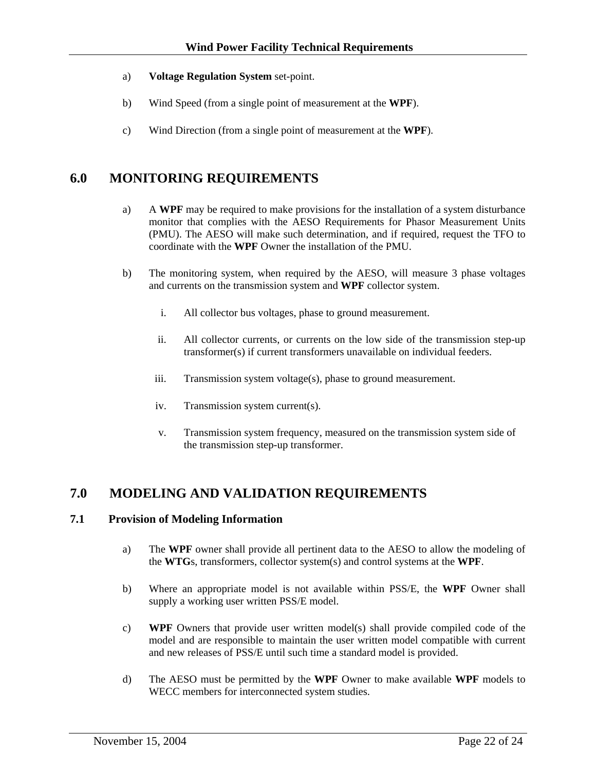a) **Voltage Regulation System** set-point.

b) Wind Speed (from a single point of measurement at the **WPF**).

c) Wind Direction (from a single point of measurement at the **WPF**).

# 6.0 MONITORING REQUIREMENTS

a) A **WPF** may be required to make provisions for the installation of a system disturbance monitor that complies with the AESO Requirements for Phasor Measurement Units (PMU). The AESO will make such determination, and if required, request the TFO to coordinate with the **WPF** Owner the installation of the PMU.

b) The monitoring system, when required by the AESO, will measure 3 phase voltages and currents on the transmission system and **WPF** collector system.

   i. All collector bus voltages, phase to ground measurement.

   ii. All collector currents, or currents on the low side of the transmission step-up transformer(s) if current transformers unavailable on individual feeders.

   iii. Transmission system voltage(s), phase to ground measurement.

   iv. Transmission system current(s).

   v. Transmission system frequency, measured on the transmission system side of the transmission step-up transformer.

# 7.0 MODELING AND VALIDATION REQUIREMENTS

## 7.1 Provision of Modeling Information

a) The **WPF** owner shall provide all pertinent data to the AESO to allow the modeling of the **WTG**s, transformers, collector system(s) and control systems at the **WPF**.

b) Where an appropriate model is not available within PSS/E, the **WPF** Owner shall supply a working user written PSS/E model.

c) **WPF** Owners that provide user written model(s) shall provide compiled code of the model and are responsible to maintain the user written model compatible with current and new releases of PSS/E until such time a standard model is provided.

d) The AESO must be permitted by the **WPF** Owner to make available **WPF** models to WECC members for interconnected system studies.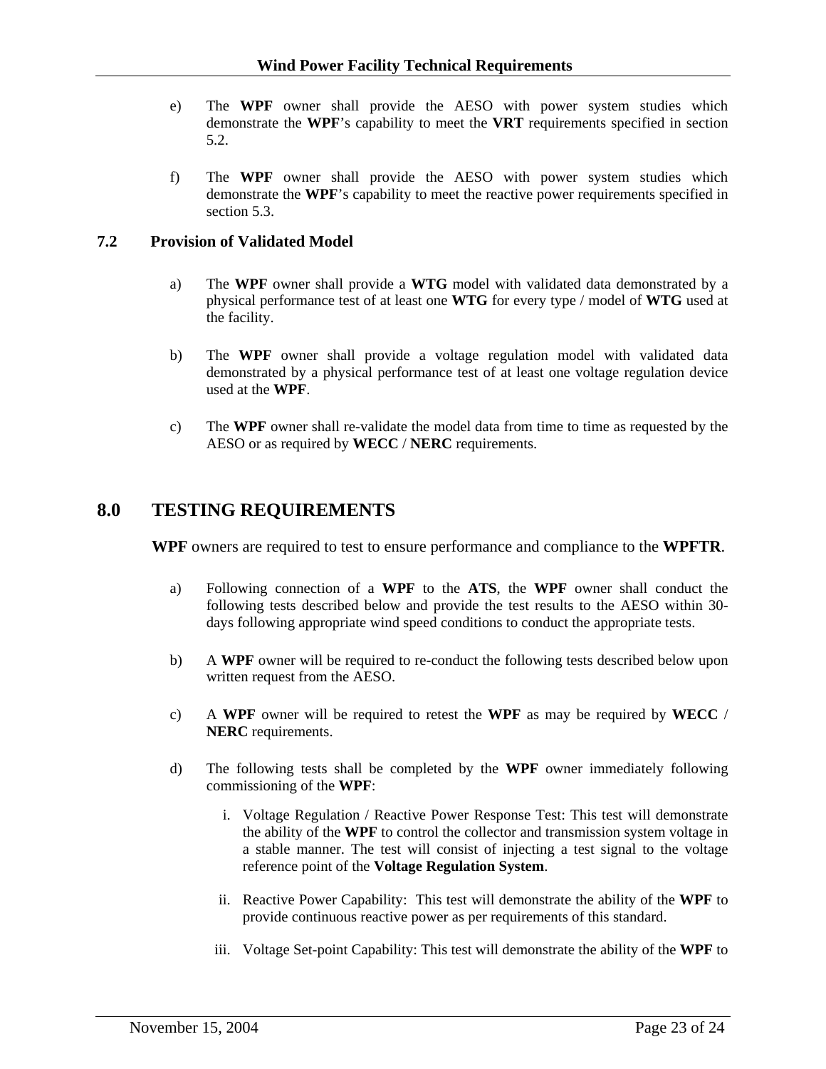e) The **WPF** owner shall provide the AESO with power system studies which demonstrate the **WPF**'s capability to meet the **VRT** requirements specified in section 5.2.

f) The **WPF** owner shall provide the AESO with power system studies which demonstrate the **WPF**'s capability to meet the reactive power requirements specified in section 5.3.

### 7.2 Provision of Validated Model

a) The **WPF** owner shall provide a **WTG** model with validated data demonstrated by a physical performance test of at least one **WTG** for every type / model of **WTG** used at the facility.

b) The **WPF** owner shall provide a voltage regulation model with validated data demonstrated by a physical performance test of at least one voltage regulation device used at the **WPF**.

c) The **WPF** owner shall re-validate the model data from time to time as requested by the AESO or as required by **WECC** / **NERC** requirements.

## 8.0 TESTING REQUIREMENTS

**WPF** owners are required to test to ensure performance and compliance to the **WPFTR**.

a) Following connection of a **WPF** to the **ATS**, the **WPF** owner shall conduct the following tests described below and provide the test results to the AESO within 30-days following appropriate wind speed conditions to conduct the appropriate tests.

b) A **WPF** owner will be required to re-conduct the following tests described below upon written request from the AESO.

c) A **WPF** owner will be required to retest the **WPF** as may be required by **WECC** / **NERC** requirements.

d) The following tests shall be completed by the **WPF** owner immediately following commissioning of the **WPF**:

   i. Voltage Regulation / Reactive Power Response Test: This test will demonstrate the ability of the **WPF** to control the collector and transmission system voltage in a stable manner. The test will consist of injecting a test signal to the voltage reference point of the **Voltage Regulation System**.

   ii. Reactive Power Capability: This test will demonstrate the ability of the **WPF** to provide continuous reactive power as per requirements of this standard.

   iii. Voltage Set-point Capability: This test will demonstrate the ability of the **WPF** to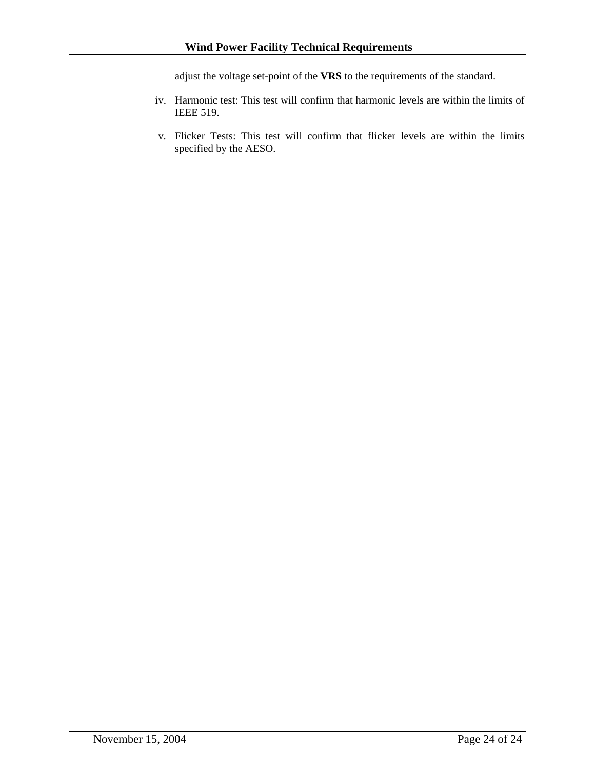adjust the voltage set-point of the **VRS** to the requirements of the standard.

iv. Harmonic test: This test will confirm that harmonic levels are within the limits of IEEE 519.

v. Flicker Tests: This test will confirm that flicker levels are within the limits specified by the AESO.